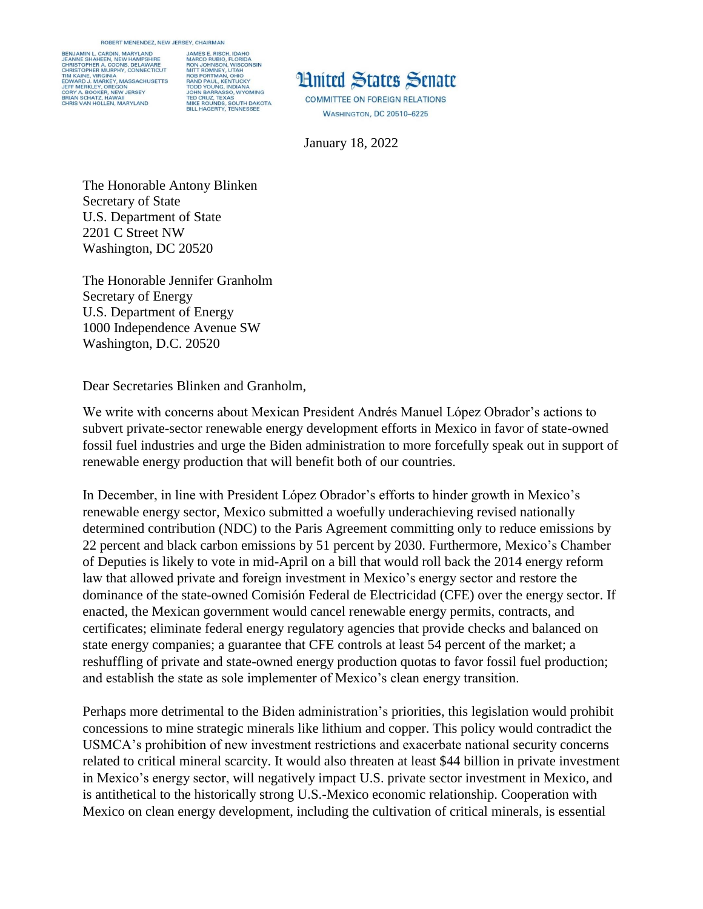ROBERT MENENDEZ, NEW JERSEY, CHAIRMAN

BENJAMIN L. CARDIN, MARYLAND
JEANNE SHAHEEN, NEW HAMPSHIRE
CHRISTOPHER A. COONS, DELAWARE
CHRISTOPHER MURPHY, CONNECTICUT
TIM KAINE, VIRGINIA
EDWARD J. MARKEY, MASSACHUSETTS
JEFF MERKLEY, OREGON
CORY A. BOOKER, NEW JERSEY
BRIAN SCHATZ, HAWAII
CHRIS VAN HOLLEN, MARYLAND

JAMES E. RISCH, IDAHO
MARCO RUBIO, FLORIDA
RON JOHNSON, WISCONSIN
MITT ROMNEY, UTAH
ROB PORTMAN, OHIO
RAND PAUL, KENTUCKY
TODD YOUNG, INDIANA
JOHN BARRASSO, WYOMING
TED CRUZ, TEXAS
MIKE ROUNDS, SOUTH DAKOTA
BILL HAGERTY, TENNESSEE

# United States Senate

COMMITTEE ON FOREIGN RELATIONS
WASHINGTON, DC 20510–6225

January 18, 2022

The Honorable Antony Blinken
Secretary of State
U.S. Department of State
2201 C Street NW
Washington, DC 20520

The Honorable Jennifer Granholm
Secretary of Energy
U.S. Department of Energy
1000 Independence Avenue SW
Washington, D.C. 20520

Dear Secretaries Blinken and Granholm,

We write with concerns about Mexican President Andrés Manuel López Obrador's actions to subvert private-sector renewable energy development efforts in Mexico in favor of state-owned fossil fuel industries and urge the Biden administration to more forcefully speak out in support of renewable energy production that will benefit both of our countries.

In December, in line with President López Obrador's efforts to hinder growth in Mexico's renewable energy sector, Mexico submitted a woefully underachieving revised nationally determined contribution (NDC) to the Paris Agreement committing only to reduce emissions by 22 percent and black carbon emissions by 51 percent by 2030. Furthermore, Mexico's Chamber of Deputies is likely to vote in mid-April on a bill that would roll back the 2014 energy reform law that allowed private and foreign investment in Mexico's energy sector and restore the dominance of the state-owned Comisión Federal de Electricidad (CFE) over the energy sector. If enacted, the Mexican government would cancel renewable energy permits, contracts, and certificates; eliminate federal energy regulatory agencies that provide checks and balanced on state energy companies; a guarantee that CFE controls at least 54 percent of the market; a reshuffling of private and state-owned energy production quotas to favor fossil fuel production; and establish the state as sole implementer of Mexico's clean energy transition.

Perhaps more detrimental to the Biden administration's priorities, this legislation would prohibit concessions to mine strategic minerals like lithium and copper. This policy would contradict the USMCA's prohibition of new investment restrictions and exacerbate national security concerns related to critical mineral scarcity. It would also threaten at least $44 billion in private investment in Mexico's energy sector, will negatively impact U.S. private sector investment in Mexico, and is antithetical to the historically strong U.S.-Mexico economic relationship. Cooperation with Mexico on clean energy development, including the cultivation of critical minerals, is essential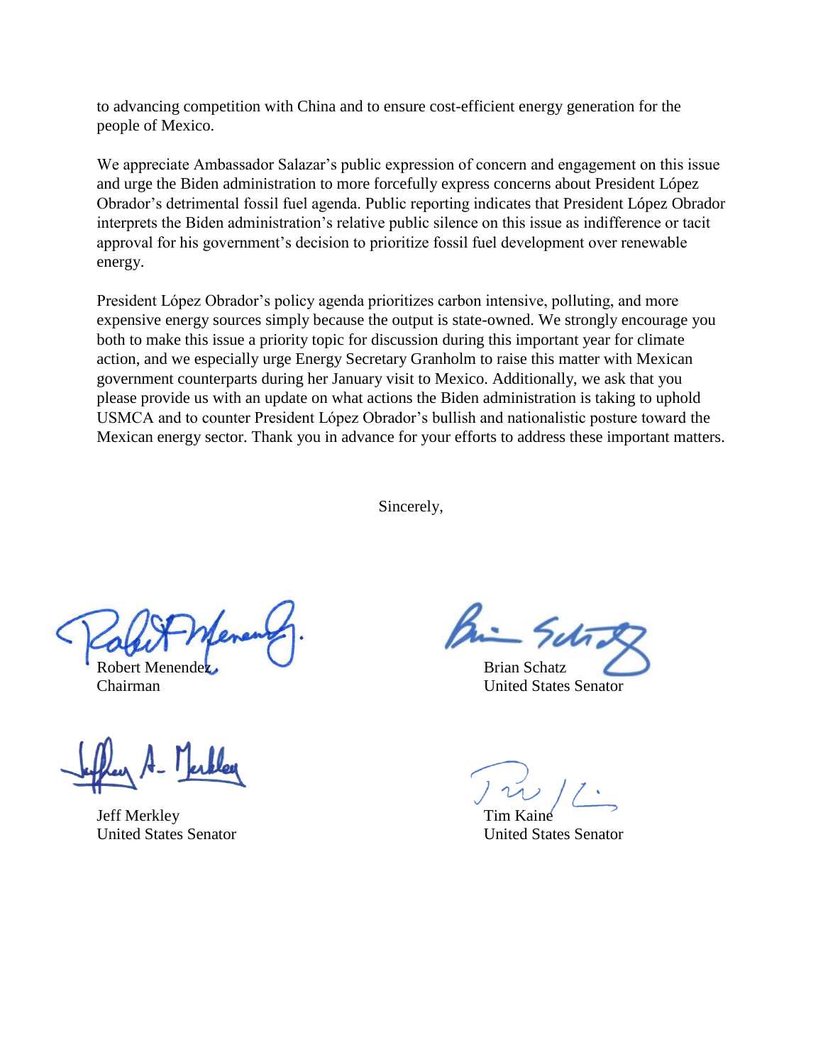to advancing competition with China and to ensure cost-efficient energy generation for the people of Mexico.

We appreciate Ambassador Salazar's public expression of concern and engagement on this issue and urge the Biden administration to more forcefully express concerns about President López Obrador's detrimental fossil fuel agenda. Public reporting indicates that President López Obrador interprets the Biden administration's relative public silence on this issue as indifference or tacit approval for his government's decision to prioritize fossil fuel development over renewable energy.

President López Obrador's policy agenda prioritizes carbon intensive, polluting, and more expensive energy sources simply because the output is state-owned. We strongly encourage you both to make this issue a priority topic for discussion during this important year for climate action, and we especially urge Energy Secretary Granholm to raise this matter with Mexican government counterparts during her January visit to Mexico. Additionally, we ask that you please provide us with an update on what actions the Biden administration is taking to uphold USMCA and to counter President López Obrador's bullish and nationalistic posture toward the Mexican energy sector. Thank you in advance for your efforts to address these important matters.

Sincerely,

Robert Menendez
Chairman

Brian Schatz
United States Senator

Jeff Merkley
United States Senator

Tim Kaine
United States Senator